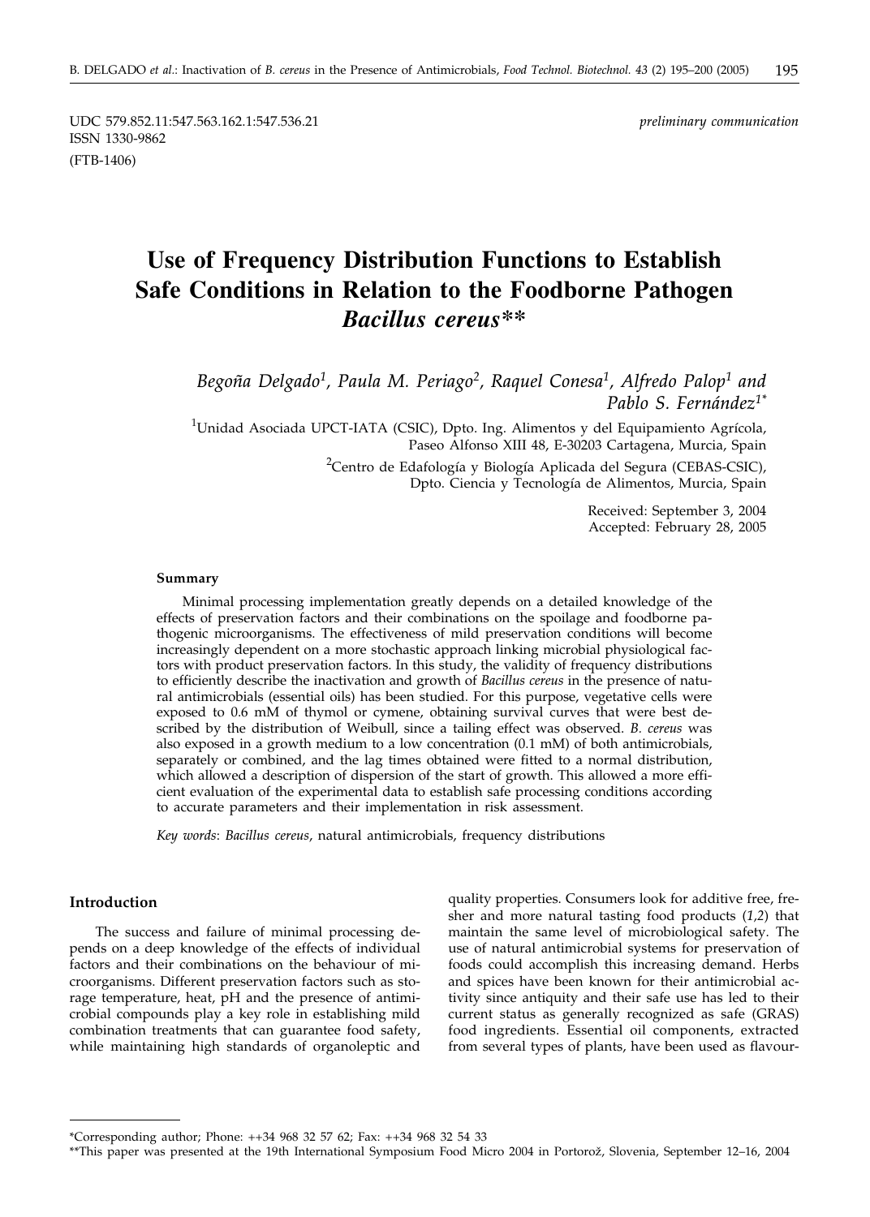UDC 579.852.11:547.563.162.1:547.536.21

ISSN 1330-9862

(FTB-1406)

*preliminary communication*

# Use of Frequency Distribution Functions to Establish Safe Conditions in Relation to the Foodborne Pathogen *Bacillus cereus*\*\*

*Begoña Delgado*[1], *Paula M. Periago*[2], *Raquel Conesa*[1], *Alfredo Palop*[1] *and Pablo S. Fernández*[1*]

[1]Unidad Asociada UPCT-IATA (CSIC), Dpto. Ing. Alimentos y del Equipamiento Agrícola, Paseo Alfonso XIII 48, E-30203 Cartagena, Murcia, Spain

[2]Centro de Edafología y Biología Aplicada del Segura (CEBAS-CSIC), Dpto. Ciencia y Tecnología de Alimentos, Murcia, Spain

Received: September 3, 2004
Accepted: February 28, 2005

#### Summary

Minimal processing implementation greatly depends on a detailed knowledge of the effects of preservation factors and their combinations on the spoilage and foodborne pathogenic microorganisms. The effectiveness of mild preservation conditions will become increasingly dependent on a more stochastic approach linking microbial physiological factors with product preservation factors. In this study, the validity of frequency distributions to efficiently describe the inactivation and growth of *Bacillus cereus* in the presence of natural antimicrobials (essential oils) has been studied. For this purpose, vegetative cells were exposed to 0.6 mM of thymol or cymene, obtaining survival curves that were best described by the distribution of Weibull, since a tailing effect was observed. *B. cereus* was also exposed in a growth medium to a low concentration (0.1 mM) of both antimicrobials, separately or combined, and the lag times obtained were fitted to a normal distribution, which allowed a description of dispersion of the start of growth. This allowed a more efficient evaluation of the experimental data to establish safe processing conditions according to accurate parameters and their implementation in risk assessment.

*Key words*: *Bacillus cereus*, natural antimicrobials, frequency distributions

#### Introduction

The success and failure of minimal processing depends on a deep knowledge of the effects of individual factors and their combinations on the behaviour of microorganisms. Different preservation factors such as storage temperature, heat, pH and the presence of antimicrobial compounds play a key role in establishing mild combination treatments that can guarantee food safety, while maintaining high standards of organoleptic and quality properties. Consumers look for additive free, fresher and more natural tasting food products (*1,2*) that maintain the same level of microbiological safety. The use of natural antimicrobial systems for preservation of foods could accomplish this increasing demand. Herbs and spices have been known for their antimicrobial activity since antiquity and their safe use has led to their current status as generally recognized as safe (GRAS) food ingredients. Essential oil components, extracted from several types of plants, have been used as flavour-

---

\*Corresponding author; Phone: ++34 968 32 57 62; Fax: ++34 968 32 54 33

\*\*This paper was presented at the 19th International Symposium Food Micro 2004 in Portorož, Slovenia, September 12–16, 2004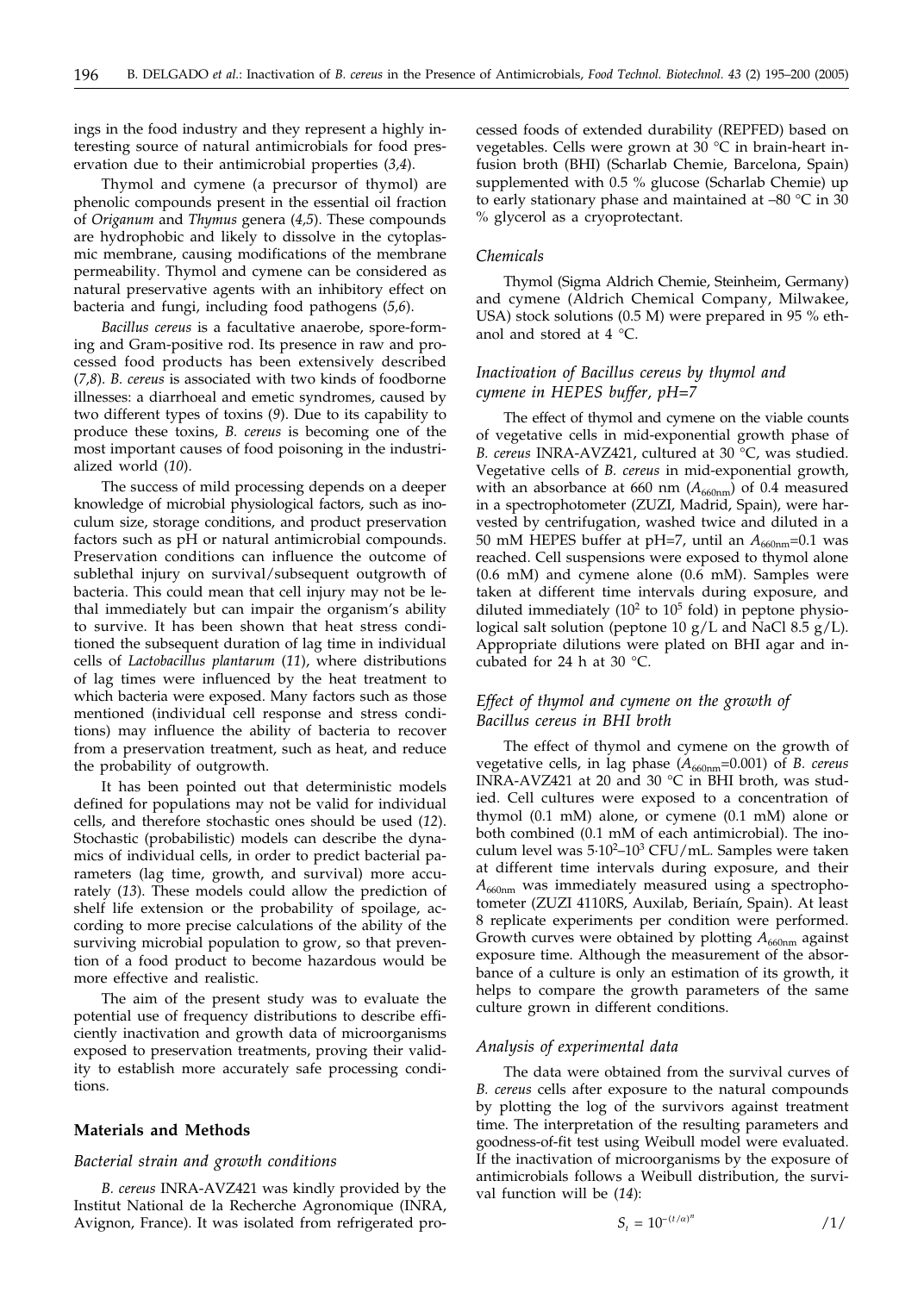ings in the food industry and they represent a highly interesting source of natural antimicrobials for food preservation due to their antimicrobial properties (*3,4*).

Thymol and cymene (a precursor of thymol) are phenolic compounds present in the essential oil fraction of *Origanum* and *Thymus* genera (*4,5*). These compounds are hydrophobic and likely to dissolve in the cytoplasmic membrane, causing modifications of the membrane permeability. Thymol and cymene can be considered as natural preservative agents with an inhibitory effect on bacteria and fungi, including food pathogens (*5,6*).

*Bacillus cereus* is a facultative anaerobe, spore-forming and Gram-positive rod. Its presence in raw and processed food products has been extensively described (*7,8*). *B. cereus* is associated with two kinds of foodborne illnesses: a diarrhoeal and emetic syndromes, caused by two different types of toxins (*9*). Due to its capability to produce these toxins, *B. cereus* is becoming one of the most important causes of food poisoning in the industrialized world (*10*).

The success of mild processing depends on a deeper knowledge of microbial physiological factors, such as inoculum size, storage conditions, and product preservation factors such as pH or natural antimicrobial compounds. Preservation conditions can influence the outcome of sublethal injury on survival/subsequent outgrowth of bacteria. This could mean that cell injury may not be lethal immediately but can impair the organism's ability to survive. It has been shown that heat stress conditioned the subsequent duration of lag time in individual cells of *Lactobacillus plantarum* (*11*), where distributions of lag times were influenced by the heat treatment to which bacteria were exposed. Many factors such as those mentioned (individual cell response and stress conditions) may influence the ability of bacteria to recover from a preservation treatment, such as heat, and reduce the probability of outgrowth.

It has been pointed out that deterministic models defined for populations may not be valid for individual cells, and therefore stochastic ones should be used (*12*). Stochastic (probabilistic) models can describe the dynamics of individual cells, in order to predict bacterial parameters (lag time, growth, and survival) more accurately (*13*). These models could allow the prediction of shelf life extension or the probability of spoilage, according to more precise calculations of the ability of the surviving microbial population to grow, so that prevention of a food product to become hazardous would be more effective and realistic.

The aim of the present study was to evaluate the potential use of frequency distributions to describe efficiently inactivation and growth data of microorganisms exposed to preservation treatments, proving their validity to establish more accurately safe processing conditions.

## Materials and Methods

### *Bacterial strain and growth conditions*

*B. cereus* INRA-AVZ421 was kindly provided by the Institut National de la Recherche Agronomique (INRA, Avignon, France). It was isolated from refrigerated processed foods of extended durability (REPFED) based on vegetables. Cells were grown at 30 °C in brain-heart infusion broth (BHI) (Scharlab Chemie, Barcelona, Spain) supplemented with 0.5 % glucose (Scharlab Chemie) up to early stationary phase and maintained at –80 °C in 30 % glycerol as a cryoprotectant.

### *Chemicals*

Thymol (Sigma Aldrich Chemie, Steinheim, Germany) and cymene (Aldrich Chemical Company, Milwakee, USA) stock solutions (0.5 M) were prepared in 95 % ethanol and stored at 4 °C.

### *Inactivation of Bacillus cereus by thymol and cymene in HEPES buffer, pH=7*

The effect of thymol and cymene on the viable counts of vegetative cells in mid-exponential growth phase of *B. cereus* INRA-AVZ421, cultured at 30 °C, was studied. Vegetative cells of *B. cereus* in mid-exponential growth, with an absorbance at 660 nm ($A_{660nm}$) of 0.4 measured in a spectrophotometer (ZUZI, Madrid, Spain), were harvested by centrifugation, washed twice and diluted in a 50 mM HEPES buffer at pH=7, until an $A_{660nm}$=0.1 was reached. Cell suspensions were exposed to thymol alone (0.6 mM) and cymene alone (0.6 mM). Samples were taken at different time intervals during exposure, and diluted immediately ($10^2$ to $10^5$ fold) in peptone physiological salt solution (peptone 10 g/L and NaCl 8.5 g/L). Appropriate dilutions were plated on BHI agar and incubated for 24 h at 30 °C.

### *Effect of thymol and cymene on the growth of Bacillus cereus in BHI broth*

The effect of thymol and cymene on the growth of vegetative cells, in lag phase ($A_{660nm}$=0.001) of *B. cereus* INRA-AVZ421 at 20 and 30 °C in BHI broth, was studied. Cell cultures were exposed to a concentration of thymol (0.1 mM) alone, or cymene (0.1 mM) alone or both combined (0.1 mM of each antimicrobial). The inoculum level was $5\cdot10^2$–$10^3$ CFU/mL. Samples were taken at different time intervals during exposure, and their $A_{660nm}$ was immediately measured using a spectrophotometer (ZUZI 4110RS, Auxilab, Beriaín, Spain). At least 8 replicate experiments per condition were performed. Growth curves were obtained by plotting $A_{660nm}$ against exposure time. Although the measurement of the absorbance of a culture is only an estimation of its growth, it helps to compare the growth parameters of the same culture grown in different conditions.

### *Analysis of experimental data*

The data were obtained from the survival curves of *B. cereus* cells after exposure to the natural compounds by plotting the log of the survivors against treatment time. The interpretation of the resulting parameters and goodness-of-fit test using Weibull model were evaluated. If the inactivation of microorganisms by the exposure of antimicrobials follows a Weibull distribution, the survival function will be (*14*):

$$S_t = 10^{-(t/\alpha)^n} \qquad /1/$$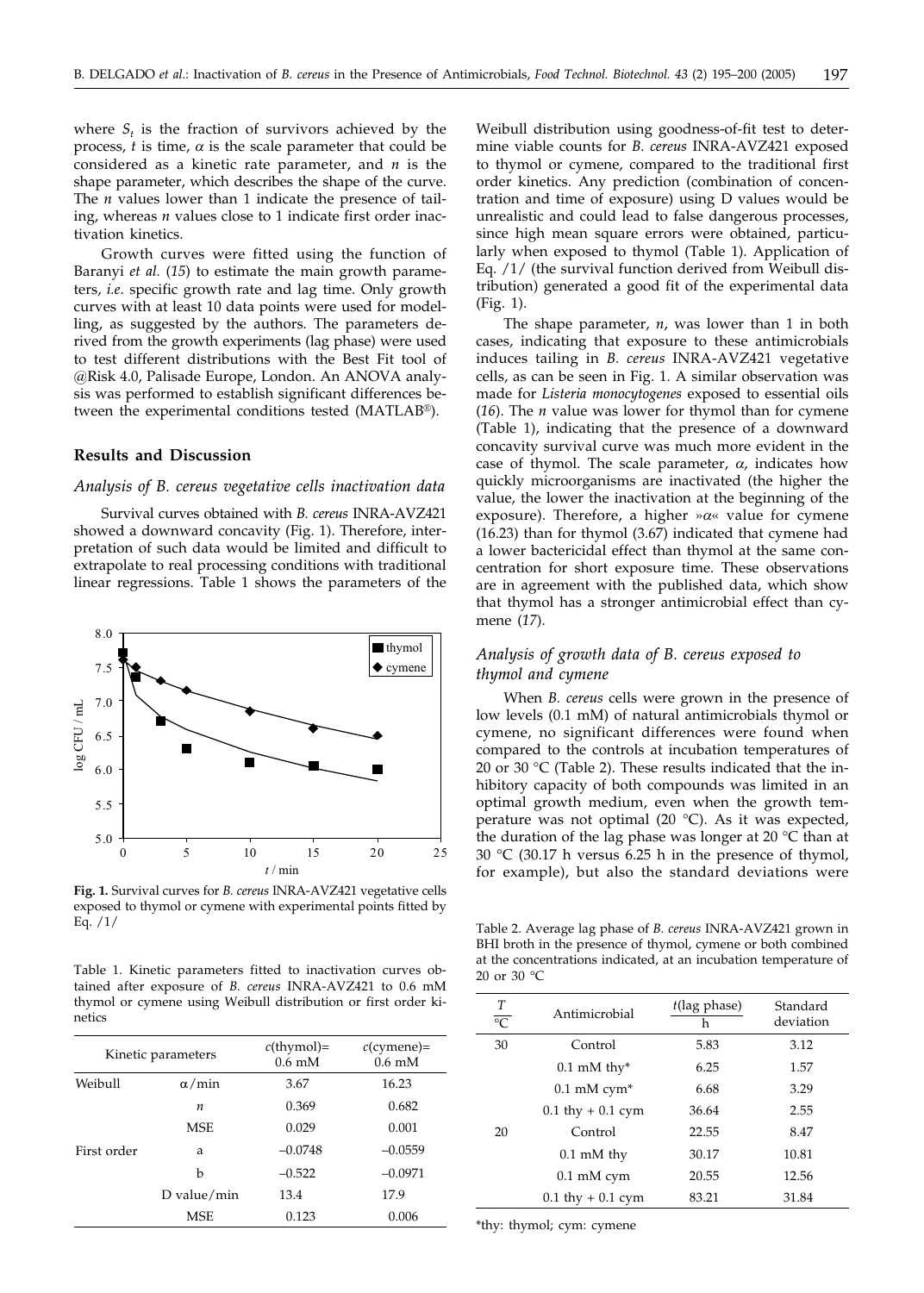where $S_t$ is the fraction of survivors achieved by the process, $t$ is time, $\alpha$ is the scale parameter that could be considered as a kinetic rate parameter, and $n$ is the shape parameter, which describes the shape of the curve. The $n$ values lower than 1 indicate the presence of tailing, whereas $n$ values close to 1 indicate first order inactivation kinetics.

Growth curves were fitted using the function of Baranyi *et al.* (*15*) to estimate the main growth parameters, *i.e.* specific growth rate and lag time. Only growth curves with at least 10 data points were used for modelling, as suggested by the authors. The parameters derived from the growth experiments (lag phase) were used to test different distributions with the Best Fit tool of @Risk 4.0, Palisade Europe, London. An ANOVA analysis was performed to establish significant differences between the experimental conditions tested (MATLAB®).

## Results and Discussion

### *Analysis of B. cereus vegetative cells inactivation data*

Survival curves obtained with *B. cereus* INRA-AVZ421 showed a downward concavity (Fig. 1). Therefore, interpretation of such data would be limited and difficult to extrapolate to real processing conditions with traditional linear regressions. Table 1 shows the parameters of the Weibull distribution using goodness-of-fit test to determine viable counts for *B. cereus* INRA-AVZ421 exposed to thymol or cymene, compared to the traditional first order kinetics. Any prediction (combination of concentration and time of exposure) using D values would be unrealistic and could lead to false dangerous processes, since high mean square errors were obtained, particularly when exposed to thymol (Table 1). Application of Eq. /1/ (the survival function derived from Weibull distribution) generated a good fit of the experimental data (Fig. 1).

**Fig. 1.** Survival curves for *B. cereus* INRA-AVZ421 vegetative cells exposed to thymol or cymene with experimental points fitted by Eq. /1/

Table 1. Kinetic parameters fitted to inactivation curves obtained after exposure of *B. cereus* INRA-AVZ421 to 0.6 mM thymol or cymene using Weibull distribution or first order kinetics

| Kinetic parameters | | $c$(thymol)= 0.6 mM | $c$(cymene)= 0.6 mM |
|---|---|---|---|
| Weibull | $\alpha$/min | 3.67 | 16.23 |
| | $n$ | 0.369 | 0.682 |
| | MSE | 0.029 | 0.001 |
| First order | a | –0.0748 | –0.0559 |
| | b | –0.522 | –0.0971 |
| | D value/min | 13.4 | 17.9 |
| | MSE | 0.123 | 0.006 |

The shape parameter, $n$, was lower than 1 in both cases, indicating that exposure to these antimicrobials induces tailing in *B. cereus* INRA-AVZ421 vegetative cells, as can be seen in Fig. 1. A similar observation was made for *Listeria monocytogenes* exposed to essential oils (*16*). The $n$ value was lower for thymol than for cymene (Table 1), indicating that the presence of a downward concavity survival curve was much more evident in the case of thymol. The scale parameter, $\alpha$, indicates how quickly microorganisms are inactivated (the higher the value, the lower the inactivation at the beginning of the exposure). Therefore, a higher »$\alpha$« value for cymene (16.23) than for thymol (3.67) indicated that cymene had a lower bactericidal effect than thymol at the same concentration for short exposure time. These observations are in agreement with the published data, which show that thymol has a stronger antimicrobial effect than cymene (*17*).

### *Analysis of growth data of B. cereus exposed to thymol and cymene*

When *B. cereus* cells were grown in the presence of low levels (0.1 mM) of natural antimicrobials thymol or cymene, no significant differences were found when compared to the controls at incubation temperatures of 20 or 30 °C (Table 2). These results indicated that the inhibitory capacity of both compounds was limited in an optimal growth medium, even when the growth temperature was not optimal (20 °C). As it was expected, the duration of the lag phase was longer at 20 °C than at 30 °C (30.17 h versus 6.25 h in the presence of thymol, for example), but also the standard deviations were

Table 2. Average lag phase of *B. cereus* INRA-AVZ421 grown in BHI broth in the presence of thymol, cymene or both combined at the concentrations indicated, at an incubation temperature of 20 or 30 °C

| $T$/°C | Antimicrobial | $t$(lag phase)/h | Standard deviation |
|---|---|---|---|
| 30 | Control | 5.83 | 3.12 |
| | 0.1 mM thy* | 6.25 | 1.57 |
| | 0.1 mM cym* | 6.68 | 3.29 |
| | 0.1 thy + 0.1 cym | 36.64 | 2.55 |
| 20 | Control | 22.55 | 8.47 |
| | 0.1 mM thy | 30.17 | 10.81 |
| | 0.1 mM cym | 20.55 | 12.56 |
| | 0.1 thy + 0.1 cym | 83.21 | 31.84 |

*thy: thymol; cym: cymene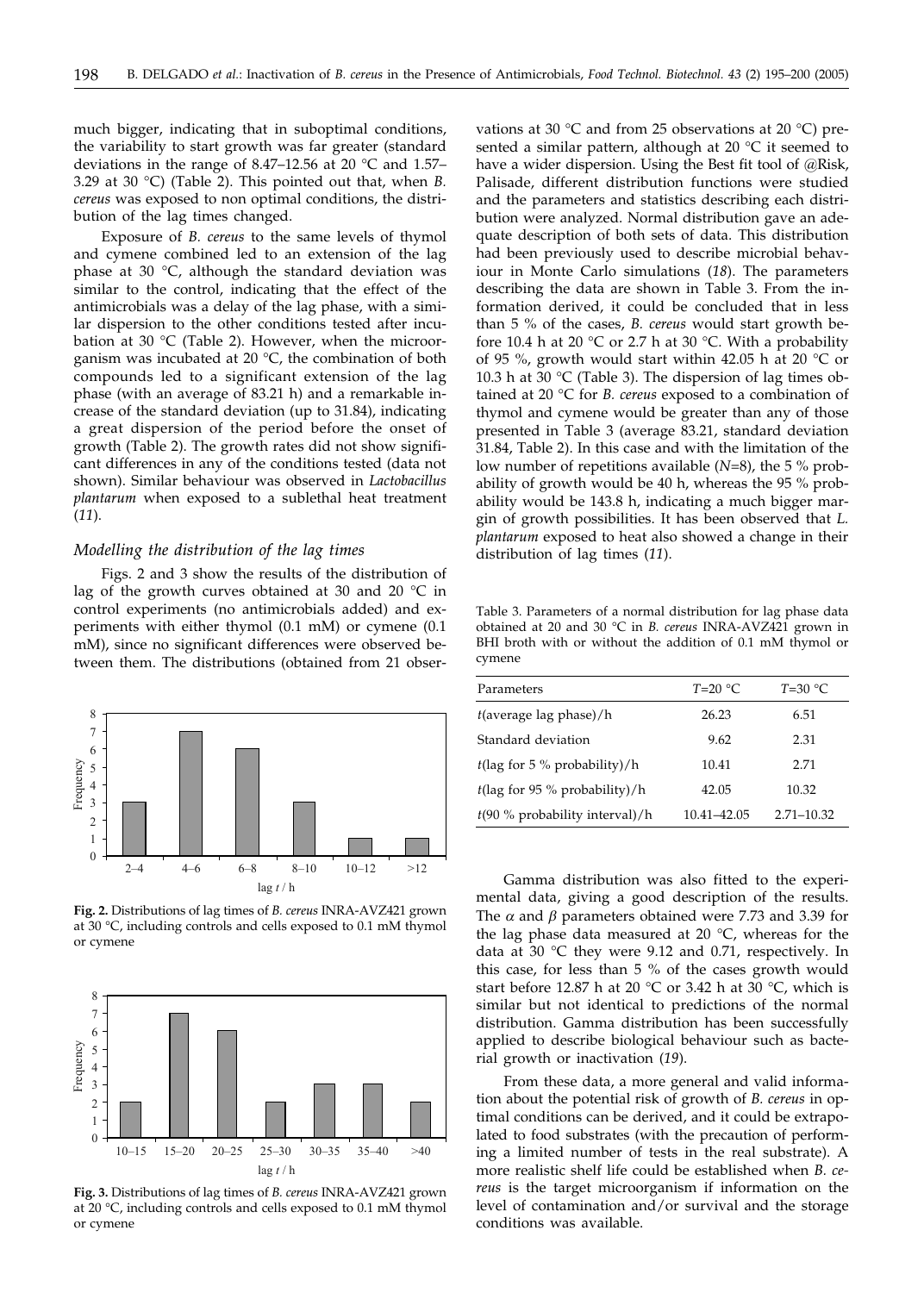much bigger, indicating that in suboptimal conditions, the variability to start growth was far greater (standard deviations in the range of 8.47–12.56 at 20 °C and 1.57–3.29 at 30 °C) (Table 2). This pointed out that, when *B. cereus* was exposed to non optimal conditions, the distribution of the lag times changed.

Exposure of *B. cereus* to the same levels of thymol and cymene combined led to an extension of the lag phase at 30 °C, although the standard deviation was similar to the control, indicating that the effect of the antimicrobials was a delay of the lag phase, with a similar dispersion to the other conditions tested after incubation at 30 °C (Table 2). However, when the microorganism was incubated at 20 °C, the combination of both compounds led to a significant extension of the lag phase (with an average of 83.21 h) and a remarkable increase of the standard deviation (up to 31.84), indicating a great dispersion of the period before the onset of growth (Table 2). The growth rates did not show significant differences in any of the conditions tested (data not shown). Similar behaviour was observed in *Lactobacillus plantarum* when exposed to a sublethal heat treatment (*11*).

### *Modelling the distribution of the lag times*

Figs. 2 and 3 show the results of the distribution of lag of the growth curves obtained at 30 and 20 °C in control experiments (no antimicrobials added) and experiments with either thymol (0.1 mM) or cymene (0.1 mM), since no significant differences were observed between them. The distributions (obtained from 21 observations at 30 °C and from 25 observations at 20 °C) presented a similar pattern, although at 20 °C it seemed to have a wider dispersion. Using the Best fit tool of @Risk, Palisade, different distribution functions were studied and the parameters and statistics describing each distribution were analyzed. Normal distribution gave an adequate description of both sets of data. This distribution had been previously used to describe microbial behaviour in Monte Carlo simulations (*18*). The parameters describing the data are shown in Table 3. From the information derived, it could be concluded that in less than 5 % of the cases, *B. cereus* would start growth before 10.4 h at 20 °C or 2.7 h at 30 °C. With a probability of 95 %, growth would start within 42.05 h at 20 °C or 10.3 h at 30 °C (Table 3). The dispersion of lag times obtained at 20 °C for *B. cereus* exposed to a combination of thymol and cymene would be greater than any of those presented in Table 3 (average 83.21, standard deviation 31.84, Table 2). In this case and with the limitation of the low number of repetitions available ($N$=8), the 5 % probability of growth would be 40 h, whereas the 95 % probability would be 143.8 h, indicating a much bigger margin of growth possibilities. It has been observed that *L. plantarum* exposed to heat also showed a change in their distribution of lag times (*11*).

**Fig. 2.** Distributions of lag times of *B. cereus* INRA-AVZ421 grown at 30 °C, including controls and cells exposed to 0.1 mM thymol or cymene

**Fig. 3.** Distributions of lag times of *B. cereus* INRA-AVZ421 grown at 20 °C, including controls and cells exposed to 0.1 mM thymol or cymene

Table 3. Parameters of a normal distribution for lag phase data obtained at 20 and 30 °C in *B. cereus* INRA-AVZ421 grown in BHI broth with or without the addition of 0.1 mM thymol or cymene

| Parameters | $T$=20 °C | $T$=30 °C |
|---|---|---|
| $t$(average lag phase)/h | 26.23 | 6.51 |
| Standard deviation | 9.62 | 2.31 |
| $t$(lag for 5 % probability)/h | 10.41 | 2.71 |
| $t$(lag for 95 % probability)/h | 42.05 | 10.32 |
| $t$(90 % probability interval)/h | 10.41–42.05 | 2.71–10.32 |

Gamma distribution was also fitted to the experimental data, giving a good description of the results. The $\alpha$ and $\beta$ parameters obtained were 7.73 and 3.39 for the lag phase data measured at 20 °C, whereas for the data at 30 °C they were 9.12 and 0.71, respectively. In this case, for less than 5 % of the cases growth would start before 12.87 h at 20 °C or 3.42 h at 30 °C, which is similar but not identical to predictions of the normal distribution. Gamma distribution has been successfully applied to describe biological behaviour such as bacterial growth or inactivation (*19*).

From these data, a more general and valid information about the potential risk of growth of *B. cereus* in optimal conditions can be derived, and it could be extrapolated to food substrates (with the precaution of performing a limited number of tests in the real substrate). A more realistic shelf life could be established when *B. cereus* is the target microorganism if information on the level of contamination and/or survival and the storage conditions was available.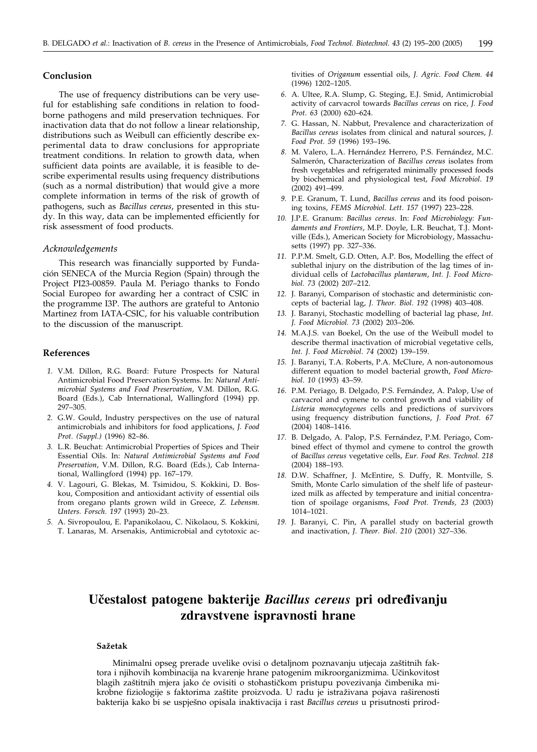## Conclusion

The use of frequency distributions can be very useful for establishing safe conditions in relation to foodborne pathogens and mild preservation techniques. For inactivation data that do not follow a linear relationship, distributions such as Weibull can efficiently describe experimental data to draw conclusions for appropriate treatment conditions. In relation to growth data, when sufficient data points are available, it is feasible to describe experimental results using frequency distributions (such as a normal distribution) that would give a more complete information in terms of the risk of growth of pathogens, such as *Bacillus cereus*, presented in this study. In this way, data can be implemented efficiently for risk assessment of food products.

### *Acknowledgements*

This research was financially supported by Fundación SENECA of the Murcia Region (Spain) through the Project PI23-00859. Paula M. Periago thanks to Fondo Social Europeo for awarding her a contract of CSIC in the programme I3P. The authors are grateful to Antonio Martinez from IATA-CSIC, for his valuable contribution to the discussion of the manuscript.

## References

1. V.M. Dillon, R.G. Board: Future Prospects for Natural Antimicrobial Food Preservation Systems. In: *Natural Antimicrobial Systems and Food Preservation*, V.M. Dillon, R.G. Board (Eds.), Cab International, Wallingford (1994) pp. 297–305.
2. G.W. Gould, Industry perspectives on the use of natural antimicrobials and inhibitors for food applications, *J. Food Prot. (Suppl.)* (1996) 82–86.
3. L.R. Beuchat: Antimicrobial Properties of Spices and Their Essential Oils. In: *Natural Antimicrobial Systems and Food Preservation*, V.M. Dillon, R.G. Board (Eds.), Cab International, Wallingford (1994) pp. 167–179.
4. V. Lagouri, G. Blekas, M. Tsimidou, S. Kokkini, D. Boskou, Composition and antioxidant activity of essential oils from oregano plants grown wild in Greece, *Z. Lebensm. Unters. Forsch. 197* (1993) 20–23.
5. A. Sivropoulou, E. Papanikolaou, C. Nikolaou, S. Kokkini, T. Lanaras, M. Arsenakis, Antimicrobial and cytotoxic activities of *Origanum* essential oils, *J. Agric. Food Chem. 44* (1996) 1202–1205.
6. A. Ultee, R.A. Slump, G. Steging, E.J. Smid, Antimicrobial activity of carvacrol towards *Bacillus cereus* on rice, *J. Food Prot. 63* (2000) 620–624.
7. G. Hassan, N. Nabbut, Prevalence and characterization of *Bacillus cereus* isolates from clinical and natural sources, *J. Food Prot. 59* (1996) 193–196.
8. M. Valero, L.A. Hernández Herrero, P.S. Fernández, M.C. Salmerón, Characterization of *Bacillus cereus* isolates from fresh vegetables and refrigerated minimally processed foods by biochemical and physiological test, *Food Microbiol. 19* (2002) 491–499.
9. P.E. Granum, T. Lund, *Bacillus cereus* and its food poisoning toxins, *FEMS Microbiol. Lett. 157* (1997) 223–228.
10. J.P.E. Granum: *Bacillus cereus*. In: *Food Microbiology: Fundaments and Frontiers*, M.P. Doyle, L.R. Beuchat, T.J. Montville (Eds.), American Society for Microbiology, Massachusetts (1997) pp. 327–336.
11. P.P.M. Smelt, G.D. Otten, A.P. Bos, Modelling the effect of sublethal injury on the distribution of the lag times of individual cells of *Lactobacillus plantarum*, *Int. J. Food Microbiol. 73* (2002) 207–212.
12. J. Baranyi, Comparison of stochastic and deterministic concepts of bacterial lag, *J. Theor. Biol. 192* (1998) 403–408.
13. J. Baranyi, Stochastic modelling of bacterial lag phase, *Int. J. Food Microbiol. 73* (2002) 203–206.
14. M.A.J.S. van Boekel, On the use of the Weibull model to describe thermal inactivation of microbial vegetative cells, *Int. J. Food Microbiol. 74* (2002) 139–159.
15. J. Baranyi, T.A. Roberts, P.A. McClure, A non-autonomous different equation to model bacterial growth, *Food Microbiol. 10* (1993) 43–59.
16. P.M. Periago, B. Delgado, P.S. Fernández, A. Palop, Use of carvacrol and cymene to control growth and viability of *Listeria monocytogenes* cells and predictions of survivors using frequency distribution functions, *J. Food Prot. 67* (2004) 1408–1416.
17. B. Delgado, A. Palop, P.S. Fernández, P.M. Periago, Combined effect of thymol and cymene to control the growth of *Bacillus cereus* vegetative cells, *Eur. Food Res. Technol. 218* (2004) 188–193.
18. D.W. Schaffner, J. McEntire, S. Duffy, R. Montville, S. Smith, Monte Carlo simulation of the shelf life of pasteurized milk as affected by temperature and initial concentration of spoilage organisms, *Food Prot. Trends, 23* (2003) 1014–1021.
19. J. Baranyi, C. Pin, A parallel study on bacterial growth and inactivation, *J. Theor. Biol. 210* (2001) 327–336.

# Učestalost patogene bakterije *Bacillus cereus* pri određivanju zdravstvene ispravnosti hrane

#### Sažetak

Minimalni opseg prerade uvelike ovisi o detaljnom poznavanju utjecaja zaštitnih faktora i njihovih kombinacija na kvarenje hrane patogenim mikroorganizmima. Učinkovitost blagih zaštitnih mjera jako će ovisiti o stohastičkom pristupu povezivanja čimbenika mikrobne fiziologije s faktorima zaštite proizvoda. U radu je istraživana pojava raširenosti bakterija kako bi se uspješno opisala inaktivacija i rast *Bacillus cereus* u prisutnosti prirod-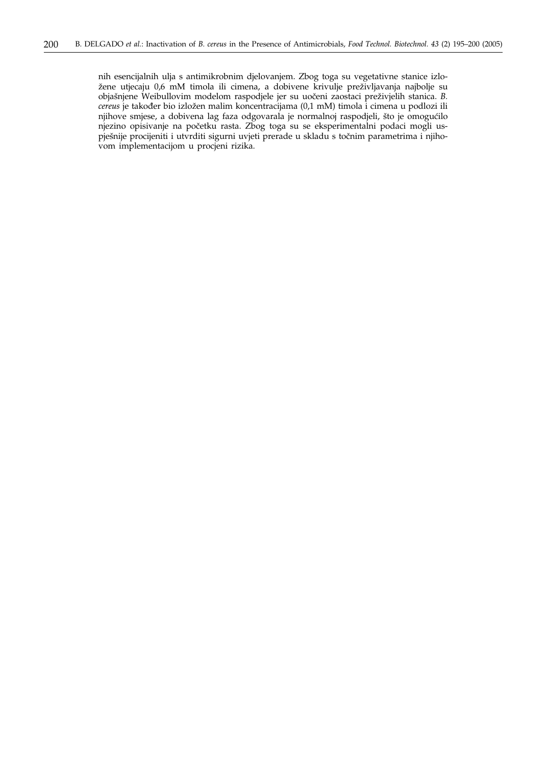nih esencijalnih ulja s antimikrobnim djelovanjem. Zbog toga su vegetativne stanice izložene utjecaju 0,6 mM timola ili cimena, a dobivene krivulje preživljavanja najbolje su objašnjene Weibullovim modelom raspodjele jer su uočeni zaostaci preživjelih stanica. *B. cereus* je također bio izložen malim koncentracijama (0,1 mM) timola i cimena u podlozi ili njihove smjese, a dobivena lag faza odgovarala je normalnoj raspodjeli, što je omogućilo njezino opisivanje na početku rasta. Zbog toga su se eksperimentalni podaci mogli uspješnije procijeniti i utvrditi sigurni uvjeti prerade u skladu s točnim parametrima i njihovom implementacijom u procjeni rizika.